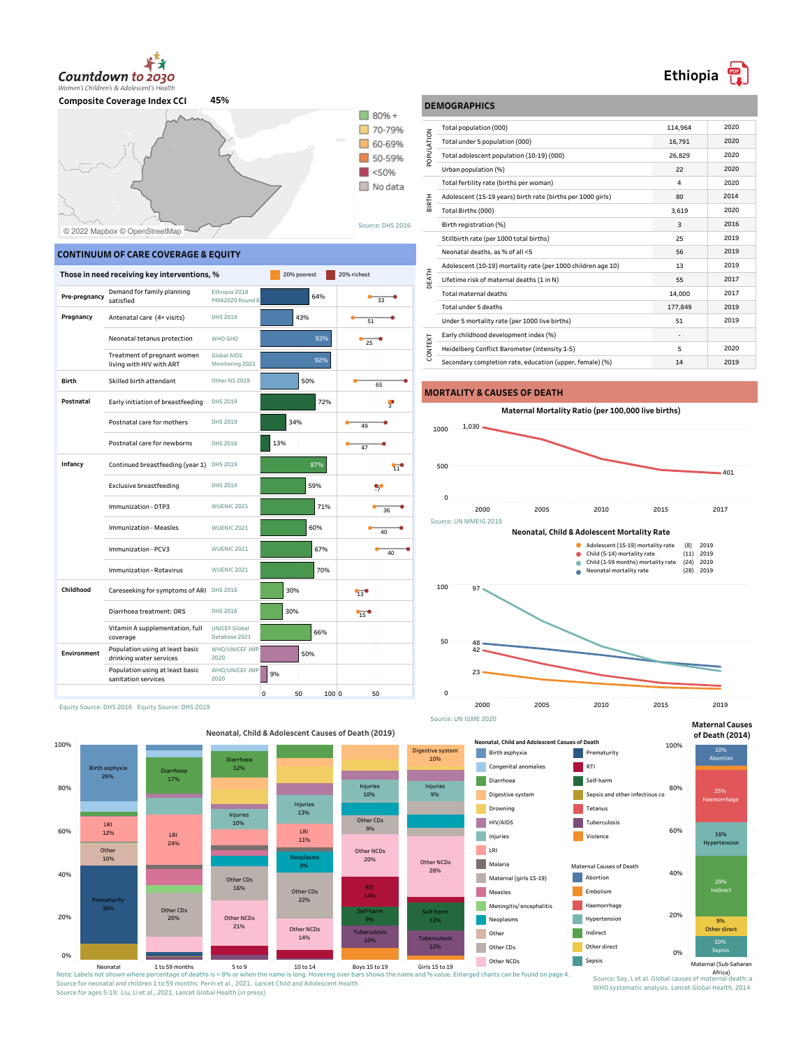# Countdown to 2030

*Women's Children's & Adolescent's Health*

# Ethiopia

**Composite Coverage Index CCI** 45%

Legend: 80% + | 70-79% | 60-69% | 50-59% | <50% | No data

© 2022 Mapbox © OpenStreetMap

Source: DHS 2016

## DEMOGRAPHICS

| | Indicator | Value | Year |
|---|---|---|---|
| POPULATION | Total population (000) | 114,964 | 2020 |
| | Total under 5 population (000) | 16,791 | 2020 |
| | Total adolescent population (10-19) (000) | 26,829 | 2020 |
| | Urban population (%) | 22 | 2020 |
| BIRTH | Total fertility rate (births per woman) | 4 | 2020 |
| | Adolescent (15-19 years) birth rate (births per 1000 girls) | 80 | 2014 |
| | Total Births (000) | 3,619 | 2020 |
| | Birth registration (%) | 3 | 2016 |
| DEATH | Stillbirth rate (per 1000 total births) | 25 | 2019 |
| | Neonatal deaths, as % of all <5 | 56 | 2019 |
| | Adolescent (10-19) mortality rate (per 1000 children age 10) | 13 | 2019 |
| | Lifetime risk of maternal deaths (1 in N) | 55 | 2017 |
| | Total maternal deaths | 14,000 | 2017 |
| | Total under 5 deaths | 177,849 | 2019 |
| | Under 5 mortality rate (per 1000 live births) | 51 | 2019 |
| CONTEXT | Early childhood development index (%) | - | |
| | Heidelberg Conflict Barometer (intensity 1-5) | 5 | 2020 |
| | Secondary completion rate, education (upper, female) (%) | 14 | 2019 |

## CONTINUUM OF CARE COVERAGE & EQUITY

**Those in need receiving key interventions, %** (20% poorest / 20% richest)

| Stage | Intervention | Source | Coverage | Equity gap |
|---|---|---|---|---|
| Pre-pregnancy | Demand for family planning satisfied | Ethiopia 2018 PMA2020 Round 6 | 64% | 33 |
| Pregnancy | Antenatal care (4+ visits) | DHS 2019 | 43% | 51 |
| | Neonatal tetanus protection | WHO GHO | 93% | 25 |
| | Treatment of pregnant women living with HIV with ART | Global AIDS Monitoring 2021 | 92% | |
| Birth | Skilled birth attendant | Other NS 2019 | 50% | 65 |
| Postnatal | Early initiation of breastfeeding | DHS 2019 | 72% | 3 |
| | Postnatal care for mothers | DHS 2019 | 34% | 49 |
| | Postnatal care for newborns | DHS 2016 | 13% | 47 |
| Infancy | Continued breastfeeding (year 1) | DHS 2019 | 87% | 11 |
| | Exclusive breastfeeding | DHS 2019 | 59% | -7 |
| | Immunization - DTP3 | WUENIC 2021 | 71% | 36 |
| | Immunization - Measles | WUENIC 2021 | 60% | 40 |
| | Immunization - PCV3 | WUENIC 2021 | 67% | 40 |
| | Immunization - Rotavirus | WUENIC 2021 | 70% | |
| Childhood | Careseeking for symptoms of ARI | DHS 2016 | 30% | 13 |
| | Diarrhoea treatment: ORS | DHS 2016 | 30% | 15 |
| | Vitamin A supplementation, full coverage | UNICEF Global Database 2021 | 66% | |
| Environment | Population using at least basic drinking water services | WHO/UNICEF JMP 2020 | 50% | |
| | Population using at least basic sanitation services | WHO/UNICEF JMP 2020 | 9% | |

Equity Source: DHS 2016 Equity Source: DHS 2019

## MORTALITY & CAUSES OF DEATH

**Maternal Mortality Ratio (per 100,000 live births)**

2000: 1,030; 2017: 401

Source: UN MMEIG 2019

**Neonatal, Child & Adolescent Mortality Rate**

- Adolescent (15-19) mortality rate (8) 2019
- Child (5-14) mortality rate (11) 2019
- Child (1-59 months) mortality rate (24) 2019
- Neonatal mortality rate (28) 2019

2000 values: 97, 48, 42, 23

Source: UN IGME 2020

**Neonatal, Child & Adolescent Causes of Death (2019)**

- Neonatal: Birth asphyxia 26%, LRI 12%, Other 10%, Prematurity 36%
- 1 to 59 months: Diarrhoea 17%, LRI 24%, Other CDs 20%
- 5 to 9: Diarrhoea 12%, Injuries 10%, Other CDs 16%, Other NCDs 21%
- 10 to 14: Injuries 13%, LRI 11%, Neoplasms 9%, Other CDs 22%, Other NCDs 14%
- Boys 15 to 19: Injuries 10%, Other CDs 9%, Other NCDs 20%, RTI 14%, Self-harm 9%, Tuberculosis 10%
- Girls 15 to 19: Digestive system 10%, Injuries 9%, Other NCDs 28%, Self-harm 13%, Tuberculosis 12%

Neonatal, Child and Adolescent Causes of Death: Birth asphyxia, Congenital anomalies, Diarrhoea, Digestive system, Drowning, HIV/AIDS, Injuries, LRI, Malaria, Maternal (girls 15-19), Measles, Meningitis/encephalitis, Neoplasms, Other, Other CDs, Other NCDs, Prematurity, RTI, Self-harm, Sepsis and other infectious co, Tetanus, Tuberculosis, Violence

**Maternal Causes of Death (2014)**

Maternal (Sub-Saharan Africa): Abortion 10%, Haemorrhage 25%, Hypertension 16%, Indirect 29%, Other direct 9%, Sepsis 10%

Maternal Causes of Death: Abortion, Embolism, Haemorrhage, Hypertension, Indirect, Other direct, Sepsis

Note: Labels not shown where percentage of deaths is < 8% or when the name is long. Hovering over bars shows the name and % value. Enlarged charts can be found on page 4.
Source for neonatal and children 1 to 59 months: Perin et al., 2021. Lancet Child and Adolescent Health
Source for ages 5-19: Liu, Li et al., 2021. Lancet Global Health (in press)

Source: Say, L et al. Global causes of maternal death: a WHO systematic analysis. Lancet Global Health. 2014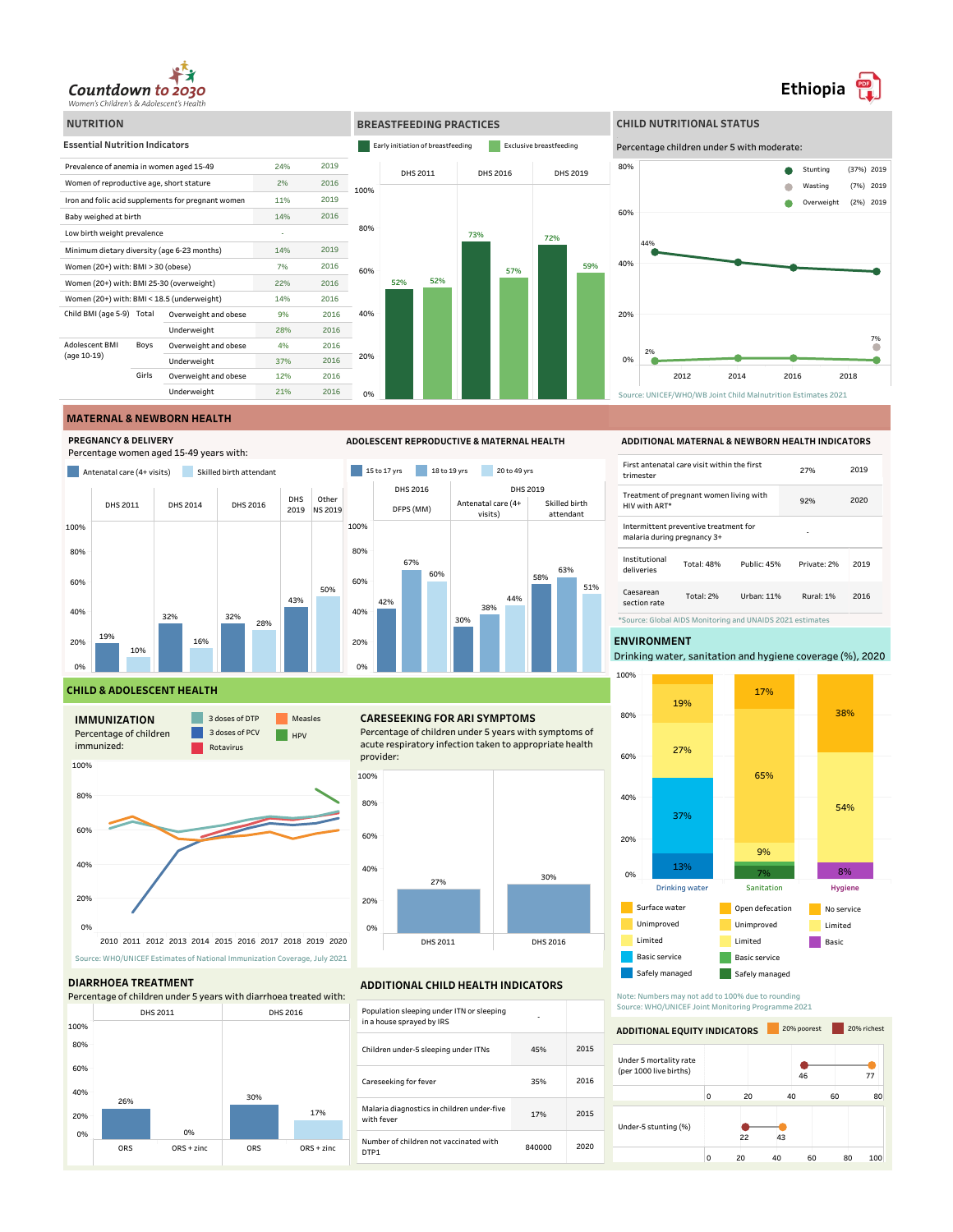Countdown to 2030
Women's Children's & Adolescent's Health

# Ethiopia

## NUTRITION

### Essential Nutrition Indicators

| Indicator | | | Value | Year |
|---|---|---|---|---|
| Prevalence of anemia in women aged 15-49 | | | 24% | 2019 |
| Women of reproductive age, short stature | | | 2% | 2016 |
| Iron and folic acid supplements for pregnant women | | | 11% | 2019 |
| Baby weighed at birth | | | 14% | 2016 |
| Low birth weight prevalence | | | - | |
| Minimum dietary diversity (age 6-23 months) | | | 14% | 2019 |
| Women (20+) with: BMI > 30 (obese) | | | 7% | 2016 |
| Women (20+) with: BMI 25-30 (overweight) | | | 22% | 2016 |
| Women (20+) with: BMI < 18.5 (underweight) | | | 14% | 2016 |
| Child BMI (age 5-9) | Total | Overweight and obese | 9% | 2016 |
| | | Underweight | 28% | 2016 |
| Adolescent BMI (age 10-19) | Boys | Overweight and obese | 4% | 2016 |
| | | Underweight | 37% | 2016 |
| | Girls | Overweight and obese | 12% | 2016 |
| | | Underweight | 21% | 2016 |

## BREASTFEEDING PRACTICES

| | DHS 2011 | DHS 2016 | DHS 2019 |
|---|---|---|---|
| Early initiation of breastfeeding | 52% | 73% | 72% |
| Exclusive breastfeeding | 52% | 57% | 59% |

## CHILD NUTRITIONAL STATUS

Percentage children under 5 with moderate:

- Stunting (37%) 2019
- Wasting (7%) 2019
- Overweight (2%) 2019

Stunting: 44% (2011) declining to 37% (2019). Overweight: 2%. Wasting: 7%.

Source: UNICEF/WHO/WB Joint Child Malnutrition Estimates 2021

## MATERNAL & NEWBORN HEALTH

### PREGNANCY & DELIVERY

Percentage women aged 15-49 years with:

| | DHS 2011 | DHS 2014 | DHS 2016 | DHS 2019 | Other NS 2019 |
|---|---|---|---|---|---|
| Antenatal care (4+ visits) | 19% | 32% | 32% | 43% | |
| Skilled birth attendant | 10% | 16% | 28% | | 50% |

### ADOLESCENT REPRODUCTIVE & MATERNAL HEALTH

| | DHS 2016 DFPS (MM) | DHS 2019 Antenatal care (4+ visits) | DHS 2019 Skilled birth attendant |
|---|---|---|---|
| 15 to 17 yrs | 42% | 30% | 58% |
| 18 to 19 yrs | 67% | 38% | 63% |
| 20 to 49 yrs | 60% | 44% | 51% |

### ADDITIONAL MATERNAL & NEWBORN HEALTH INDICATORS

| Indicator | | | | Year |
|---|---|---|---|---|
| First antenatal care visit within the first trimester | 27% | | | 2019 |
| Treatment of pregnant women living with HIV with ART* | 92% | | | 2020 |
| Intermittent preventive treatment for malaria during pregnancy 3+ | - | | | |
| Institutional deliveries | Total: 48% | Public: 45% | Private: 2% | 2019 |
| Caesarean section rate | Total: 2% | Urban: 11% | Rural: 1% | 2016 |

*Source: Global AIDS Monitoring and UNAIDS 2021 estimates

## ENVIRONMENT

Drinking water, sanitation and hygiene coverage (%), 2020

| | Drinking water | Sanitation | Hygiene |
|---|---|---|---|
| Surface water / Open defecation / No service | 5% | 17% | 38% |
| Unimproved | 19% | 65% | |
| Limited | 27% | 9% | 54% |
| Basic service / Basic | 37% | 7% | 8% |
| Safely managed | 13% | | |

Note: Numbers may not add to 100% due to rounding
Source: WHO/UNICEF Joint Monitoring Programme 2021

## CHILD & ADOLESCENT HEALTH

### IMMUNIZATION

Percentage of children immunized: 3 doses of DTP, 3 doses of PCV, Rotavirus, Measles, HPV (2010–2020)

Source: WHO/UNICEF Estimates of National Immunization Coverage, July 2021

### CARESEEKING FOR ARI SYMPTOMS

Percentage of children under 5 years with symptoms of acute respiratory infection taken to appropriate health provider:

| DHS 2011 | DHS 2016 |
|---|---|
| 27% | 30% |

### DIARRHOEA TREATMENT

Percentage of children under 5 years with diarrhoea treated with:

| | ORS | ORS + zinc |
|---|---|---|
| DHS 2011 | 26% | 0% |
| DHS 2016 | 30% | 17% |

### ADDITIONAL CHILD HEALTH INDICATORS

| Indicator | Value | Year |
|---|---|---|
| Population sleeping under ITN or sleeping in a house sprayed by IRS | - | |
| Children under-5 sleeping under ITNs | 45% | 2015 |
| Careseeking for fever | 35% | 2016 |
| Malaria diagnostics in children under-five with fever | 17% | 2015 |
| Number of children not vaccinated with DTP1 | 840000 | 2020 |

### ADDITIONAL EQUITY INDICATORS

| Indicator | 20% poorest | 20% richest |
|---|---|---|
| Under 5 mortality rate (per 1000 live births) | 77 | 46 |
| Under-5 stunting (%) | 43 | 22 |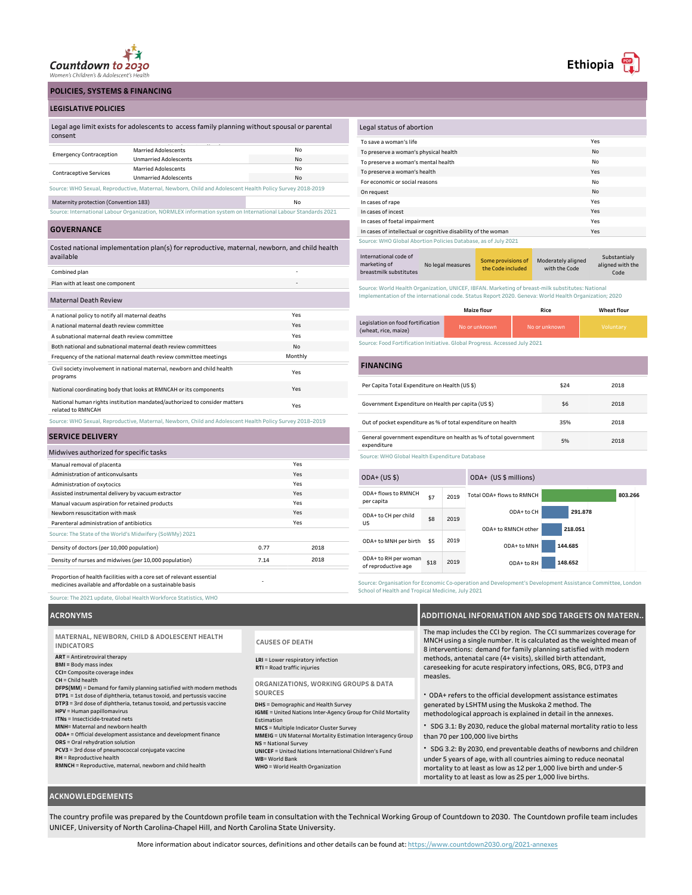Countdown to 2030
Women's Children's & Adolescent's Health

# Ethiopia

## POLICIES, SYSTEMS & FINANCING

### LEGISLATIVE POLICIES

| Legal age limit exists for adolescents to access family planning without spousal or parental consent | | |
|---|---|---|
| Emergency Contraception | Married Adolescents | No |
| | Unmarried Adolescents | No |
| Contraceptive Services | Married Adolescents | No |
| | Unmarried Adolescents | No |

Source: WHO Sexual, Reproductive, Maternal, Newborn, Child and Adolescent Health Policy Survey 2018-2019

| Maternity protection (Convention 183) | No |
|---|---|

Source: International Labour Organization, NORMLEX information system on International Labour Standards 2021

| Legal status of abortion | |
|---|---|
| To save a woman's life | Yes |
| To preserve a woman's physical health | No |
| To preserve a woman's mental health | No |
| To preserve a woman's health | Yes |
| For economic or social reasons | No |
| On request | No |
| In cases of rape | Yes |
| In cases of incest | Yes |
| In cases of foetal impairment | Yes |
| In cases of intellectual or cognitive disability of the woman | Yes |

Source: WHO Global Abortion Policies Database, as of July 2021

| International code of marketing of breastmilk substitutes | No legal measures | Some provisions of the Code included | Moderately aligned with the Code | Substantially aligned with the Code |
|---|---|---|---|---|

Source: World Health Organization, UNICEF, IBFAN. Marketing of breast-milk substitutes: National Implementation of the international code. Status Report 2020. Geneva: World Health Organization; 2020

| | Maize flour | Rice | Wheat flour |
|---|---|---|---|
| Legislation on food fortification (wheat, rice, maize) | No or unknown | No or unknown | Voluntary |

Source: Food Fortification Initiative. Global Progress. Accessed July 2021

### GOVERNANCE

| Costed national implementation plan(s) for reproductive, maternal, newborn, and child health available | |
|---|---|
| Combined plan | - |
| Plan with at least one component | - |

| Maternal Death Review | |
|---|---|
| A national policy to notify all maternal deaths | Yes |
| A national maternal death review committee | Yes |
| A subnational maternal death review committee | Yes |
| Both national and subnational maternal death review committees | No |
| Frequency of the national maternal death review committee meetings | Monthly |
| Civil society involvement in national maternal, newborn and child health programs | Yes |
| National coordinating body that looks at RMNCAH or its components | Yes |
| National human rights institution mandated/authorized to consider matters related to RMNCAH | Yes |

Source: WHO Sexual, Reproductive, Maternal, Newborn, Child and Adolescent Health Policy Survey 2018–2019

### SERVICE DELIVERY

| Midwives authorized for specific tasks | |
|---|---|
| Manual removal of placenta | Yes |
| Administration of anticonvulsants | Yes |
| Administration of oxytocics | Yes |
| Assisted instrumental delivery by vacuum extractor | Yes |
| Manual vacuum aspiration for retained products | Yes |
| Newborn resuscitation with mask | Yes |
| Parenteral administration of antibiotics | Yes |

Source: The State of the World's Midwifery (SoWMy) 2021

| | | |
|---|---|---|
| Density of doctors (per 10,000 population) | 0.77 | 2018 |
| Density of nurses and midwives (per 10,000 population) | 7.14 | 2018 |
| Proportion of health facilities with a core set of relevant essential medicines available and affordable on a sustainable basis | - | |

Source: The 2021 update, Global Health Workforce Statistics, WHO

### FINANCING

| | | |
|---|---|---|
| Per Capita Total Expenditure on Health (US $) | $24 | 2018 |
| Government Expenditure on Health per capita (US $) | $6 | 2018 |
| Out of pocket expenditure as % of total expenditure on health | 35% | 2018 |
| General government expenditure on health as % of total government expenditure | 5% | 2018 |

Source: WHO Global Health Expenditure Database

| ODA+ (US $) | | |
|---|---|---|
| ODA+ flows to RMNCH per capita | $7 | 2019 |
| ODA+ to CH per child US | $8 | 2019 |
| ODA+ to MNH per birth | $5 | 2019 |
| ODA+ to RH per woman of reproductive age | $18 | 2019 |

| ODA+ (US $ millions) | |
|---|---|
| Total ODA+ flows to RMNCH | 803.266 |
| ODA+ to CH | 291.878 |
| ODA+ to RMNCH other | 218.051 |
| ODA+ to MNH | 144.685 |
| ODA+ to RH | 148.652 |

Source: Organisation for Economic Co-operation and Development's Development Assistance Committee, London School of Health and Tropical Medicine, July 2021

## ACRONYMS

**MATERNAL, NEWBORN, CHILD & ADOLESCENT HEALTH INDICATORS**

**ART** = Antiretroviral therapy
**BMI** = Body mass index
**CCI**= Composite coverage index
**CH** = Child health
**DFPS(MM)** = Demand for family planning satisfied with modern methods
**DTP1** = 1st dose of diphtheria, tetanus toxoid, and pertussis vaccine
**DTP3** = 3rd dose of diphtheria, tetanus toxoid, and pertussis vaccine
**HPV** = Human papillomavirus
**ITNs** = Insecticide-treated nets
**MNH**= Maternal and newborn health
**ODA+** = Official development assistance and development finance
**ORS** = Oral rehydration solution
**PCV3** = 3rd dose of pneumococcal conjugate vaccine
**RH** = Reproductive health
**RMNCH** = Reproductive, maternal, newborn and child health

**CAUSES OF DEATH**

**LRI** = Lower respiratory infection
**RTI** = Road traffic injuries

**ORGANIZATIONS, WORKING GROUPS & DATA SOURCES**

**DHS** = Demographic and Health Survey
**IGME** = United Nations Inter-Agency Group for Child Mortality Estimation
**MICS** = Multiple Indicator Cluster Survey
**MMEIG** = UN Maternal Mortality Estimation Interagency Group
**NS** = National Survey
**UNICEF** = United Nations International Children's Fund
**WB**= World Bank
**WHO** = World Health Organization

## ADDITIONAL INFORMATION AND SDG TARGETS ON MATERN..

The map includes the CCI by region. The CCI summarizes coverage for MNCH using a single number. It is calculated as the weighted mean of 8 interventions: demand for family planning satisfied with modern methods, antenatal care (4+ visits), skilled birth attendant, careseeking for acute respiratory infections, ORS, BCG, DTP3 and measles.

- ODA+ refers to the official development assistance estimates generated by LSHTM using the Muskoka 2 method. The methodological approach is explained in detail in the annexes.
- SDG 3.1: By 2030, reduce the global maternal mortality ratio to less than 70 per 100,000 live births
- SDG 3.2: By 2030, end preventable deaths of newborns and children under 5 years of age, with all countries aiming to reduce neonatal mortality to at least as low as 12 per 1,000 live birth and under-5 mortality to at least as low as 25 per 1,000 live births.

## ACKNOWLEDGEMENTS

The country profile was prepared by the Countdown profile team in consultation with the Technical Working Group of Countdown to 2030. The Countdown profile team includes UNICEF, University of North Carolina-Chapel Hill, and North Carolina State University.

More information about indicator sources, definitions and other details can be found at: https://www.countdown2030.org/2021-annexes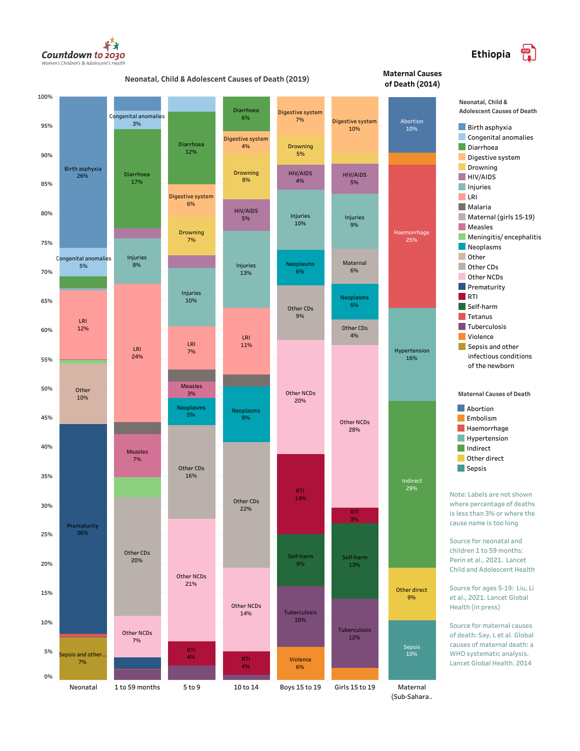Countdown to 2030
Women's Children's & Adolescent's Health

# Ethiopia

## Neonatal, Child & Adolescent Causes of Death (2019)

## Maternal Causes of Death (2014)

100%
95%
90%
85%
80%
75%
70%
65%
60%
55%
50%
45%
40%
35%
30%
25%
20%
15%
10%
5%
0%

Neonatal: Birth asphyxia 26%; Congenital anomalies 5%; LRI 12%; Other 10%; Prematurity 36%; Sepsis and other... 7%

1 to 59 months: Congenital anomalies 3%; Diarrhoea 17%; Injuries 8%; LRI 24%; Measles 7%; Other CDs 20%; Other NCDs 7%

5 to 9: Diarrhoea 12%; Digestive system 6%; Drowning 7%; Injuries 10%; LRI 7%; Measles 3%; Neoplasms 5%; Other CDs 16%; Other NCDs 21%; RTI 4%

10 to 14: Diarrhoea 6%; Digestive system 4%; Drowning 8%; HIV/AIDS 5%; Injuries 13%; LRI 11%; Neoplasms 9%; Other CDs 22%; Other NCDs 14%; RTI 4%

Boys 15 to 19: Digestive system 7%; Drowning 5%; HIV/AIDS 4%; Injuries 10%; Neoplasms 6%; Other CDs 9%; Other NCDs 20%; RTI 14%; Self-harm 9%; Tuberculosis 10%; Violence 6%

Girls 15 to 19: Digestive system 10%; HIV/AIDS 5%; Injuries 9%; Maternal 6%; Neoplasms 6%; Other CDs 4%; Other NCDs 28%; RTI 3%; Self-harm 13%; Tuberculosis 12%

Maternal (Sub-Sahara..: Abortion 10%; Haemorrhage 25%; Hypertension 16%; Indirect 29%; Other direct 9%; Sepsis 10%

**Neonatal, Child & Adolescent Causes of Death**

- Birth asphyxia
- Congenital anomalies
- Diarrhoea
- Digestive system
- Drowning
- HIV/AIDS
- Injuries
- LRI
- Malaria
- Maternal (girls 15-19)
- Measles
- Meningitis/ encephalitis
- Neoplasms
- Other
- Other CDs
- Other NCDs
- Prematurity
- RTI
- Self-harm
- Tetanus
- Tuberculosis
- Violence
- Sepsis and other infectious conditions of the newborn

**Maternal Causes of Death**

- Abortion
- Embolism
- Haemorrhage
- Hypertension
- Indirect
- Other direct
- Sepsis

Note: Labels are not shown where percentage of deaths is less than 3% or where the cause name is too long

Source for neonatal and children 1 to 59 months: Perin et al., 2021. Lancet Child and Adolescent Health

Source for ages 5-19: Liu, Li et al., 2021. Lancet Global Health (in press)

Source for maternal causes of death: Say, L et al. Global causes of maternal death: a WHO systematic analysis. Lancet Global Health. 2014